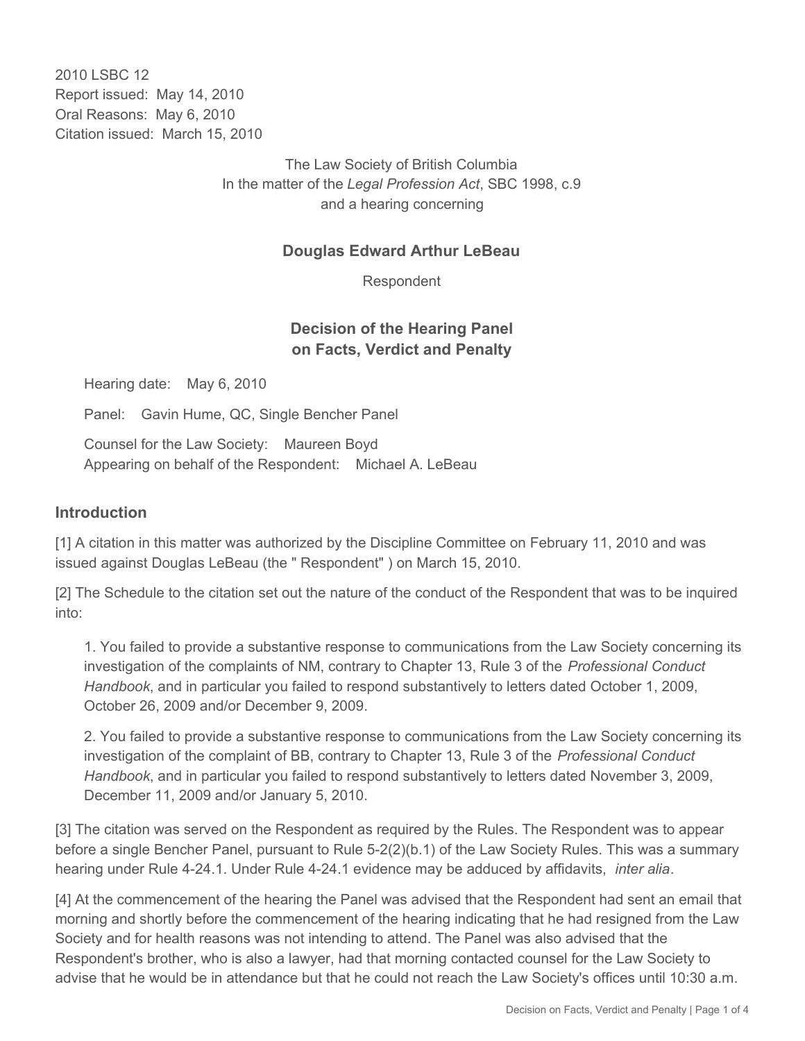2010 LSBC 12
Report issued: May 14, 2010
Oral Reasons: May 6, 2010
Citation issued: March 15, 2010

The Law Society of British Columbia
In the matter of the *Legal Profession Act*, SBC 1998, c.9
and a hearing concerning

**Douglas Edward Arthur LeBeau**

Respondent

## Decision of the Hearing Panel on Facts, Verdict and Penalty

Hearing date: May 6, 2010

Panel: Gavin Hume, QC, Single Bencher Panel

Counsel for the Law Society: Maureen Boyd
Appearing on behalf of the Respondent: Michael A. LeBeau

### Introduction

[1] A citation in this matter was authorized by the Discipline Committee on February 11, 2010 and was issued against Douglas LeBeau (the " Respondent" ) on March 15, 2010.

[2] The Schedule to the citation set out the nature of the conduct of the Respondent that was to be inquired into:

> 1. You failed to provide a substantive response to communications from the Law Society concerning its investigation of the complaints of NM, contrary to Chapter 13, Rule 3 of the *Professional Conduct Handbook*, and in particular you failed to respond substantively to letters dated October 1, 2009, October 26, 2009 and/or December 9, 2009.
>
> 2. You failed to provide a substantive response to communications from the Law Society concerning its investigation of the complaint of BB, contrary to Chapter 13, Rule 3 of the *Professional Conduct Handbook*, and in particular you failed to respond substantively to letters dated November 3, 2009, December 11, 2009 and/or January 5, 2010.

[3] The citation was served on the Respondent as required by the Rules. The Respondent was to appear before a single Bencher Panel, pursuant to Rule 5-2(2)(b.1) of the Law Society Rules. This was a summary hearing under Rule 4-24.1. Under Rule 4-24.1 evidence may be adduced by affidavits, *inter alia*.

[4] At the commencement of the hearing the Panel was advised that the Respondent had sent an email that morning and shortly before the commencement of the hearing indicating that he had resigned from the Law Society and for health reasons was not intending to attend. The Panel was also advised that the Respondent's brother, who is also a lawyer, had that morning contacted counsel for the Law Society to advise that he would be in attendance but that he could not reach the Law Society's offices until 10:30 a.m.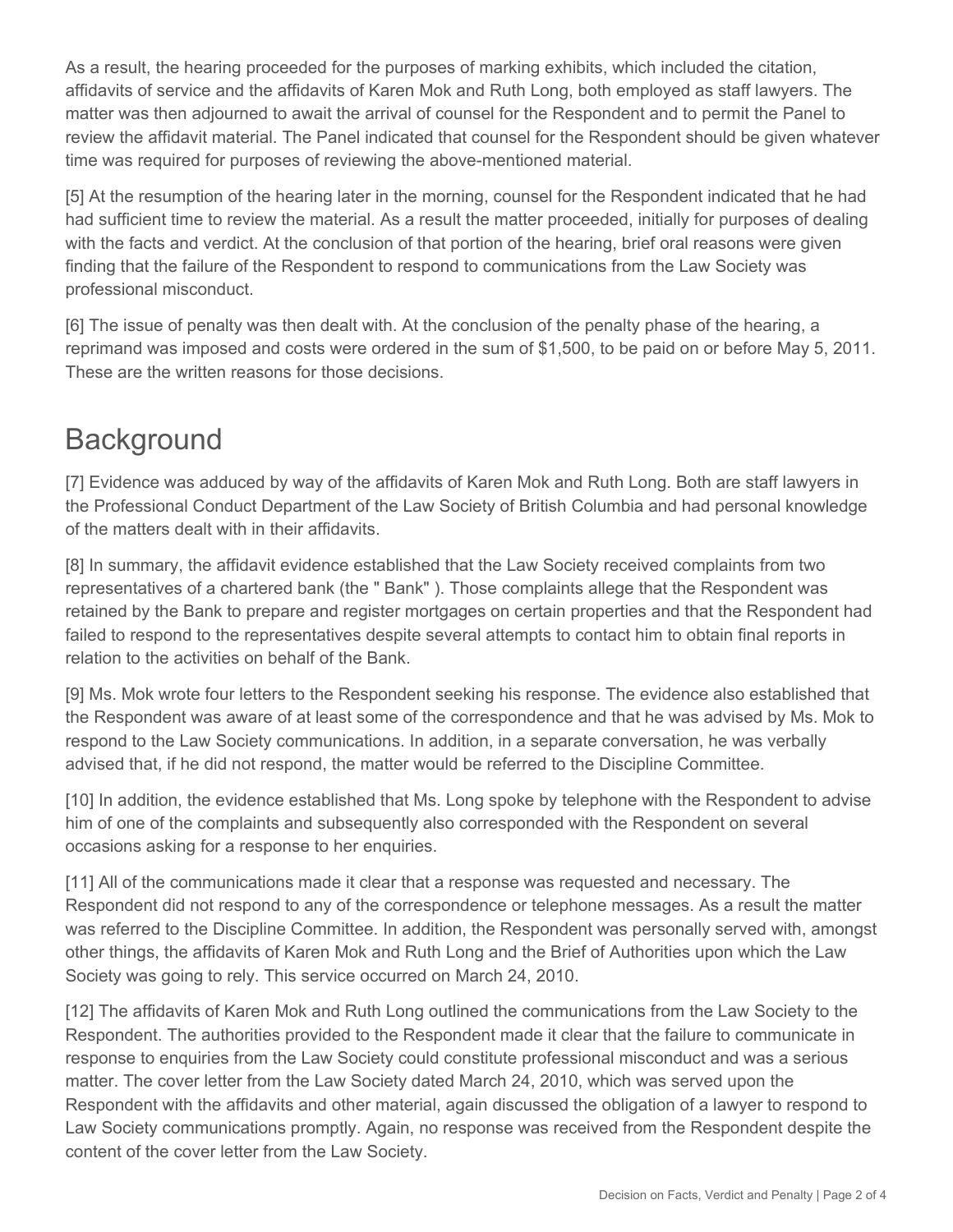As a result, the hearing proceeded for the purposes of marking exhibits, which included the citation, affidavits of service and the affidavits of Karen Mok and Ruth Long, both employed as staff lawyers. The matter was then adjourned to await the arrival of counsel for the Respondent and to permit the Panel to review the affidavit material. The Panel indicated that counsel for the Respondent should be given whatever time was required for purposes of reviewing the above-mentioned material.

[5] At the resumption of the hearing later in the morning, counsel for the Respondent indicated that he had had sufficient time to review the material. As a result the matter proceeded, initially for purposes of dealing with the facts and verdict. At the conclusion of that portion of the hearing, brief oral reasons were given finding that the failure of the Respondent to respond to communications from the Law Society was professional misconduct.

[6] The issue of penalty was then dealt with. At the conclusion of the penalty phase of the hearing, a reprimand was imposed and costs were ordered in the sum of $1,500, to be paid on or before May 5, 2011. These are the written reasons for those decisions.

## Background

[7] Evidence was adduced by way of the affidavits of Karen Mok and Ruth Long. Both are staff lawyers in the Professional Conduct Department of the Law Society of British Columbia and had personal knowledge of the matters dealt with in their affidavits.

[8] In summary, the affidavit evidence established that the Law Society received complaints from two representatives of a chartered bank (the " Bank" ). Those complaints allege that the Respondent was retained by the Bank to prepare and register mortgages on certain properties and that the Respondent had failed to respond to the representatives despite several attempts to contact him to obtain final reports in relation to the activities on behalf of the Bank.

[9] Ms. Mok wrote four letters to the Respondent seeking his response. The evidence also established that the Respondent was aware of at least some of the correspondence and that he was advised by Ms. Mok to respond to the Law Society communications. In addition, in a separate conversation, he was verbally advised that, if he did not respond, the matter would be referred to the Discipline Committee.

[10] In addition, the evidence established that Ms. Long spoke by telephone with the Respondent to advise him of one of the complaints and subsequently also corresponded with the Respondent on several occasions asking for a response to her enquiries.

[11] All of the communications made it clear that a response was requested and necessary. The Respondent did not respond to any of the correspondence or telephone messages. As a result the matter was referred to the Discipline Committee. In addition, the Respondent was personally served with, amongst other things, the affidavits of Karen Mok and Ruth Long and the Brief of Authorities upon which the Law Society was going to rely. This service occurred on March 24, 2010.

[12] The affidavits of Karen Mok and Ruth Long outlined the communications from the Law Society to the Respondent. The authorities provided to the Respondent made it clear that the failure to communicate in response to enquiries from the Law Society could constitute professional misconduct and was a serious matter. The cover letter from the Law Society dated March 24, 2010, which was served upon the Respondent with the affidavits and other material, again discussed the obligation of a lawyer to respond to Law Society communications promptly. Again, no response was received from the Respondent despite the content of the cover letter from the Law Society.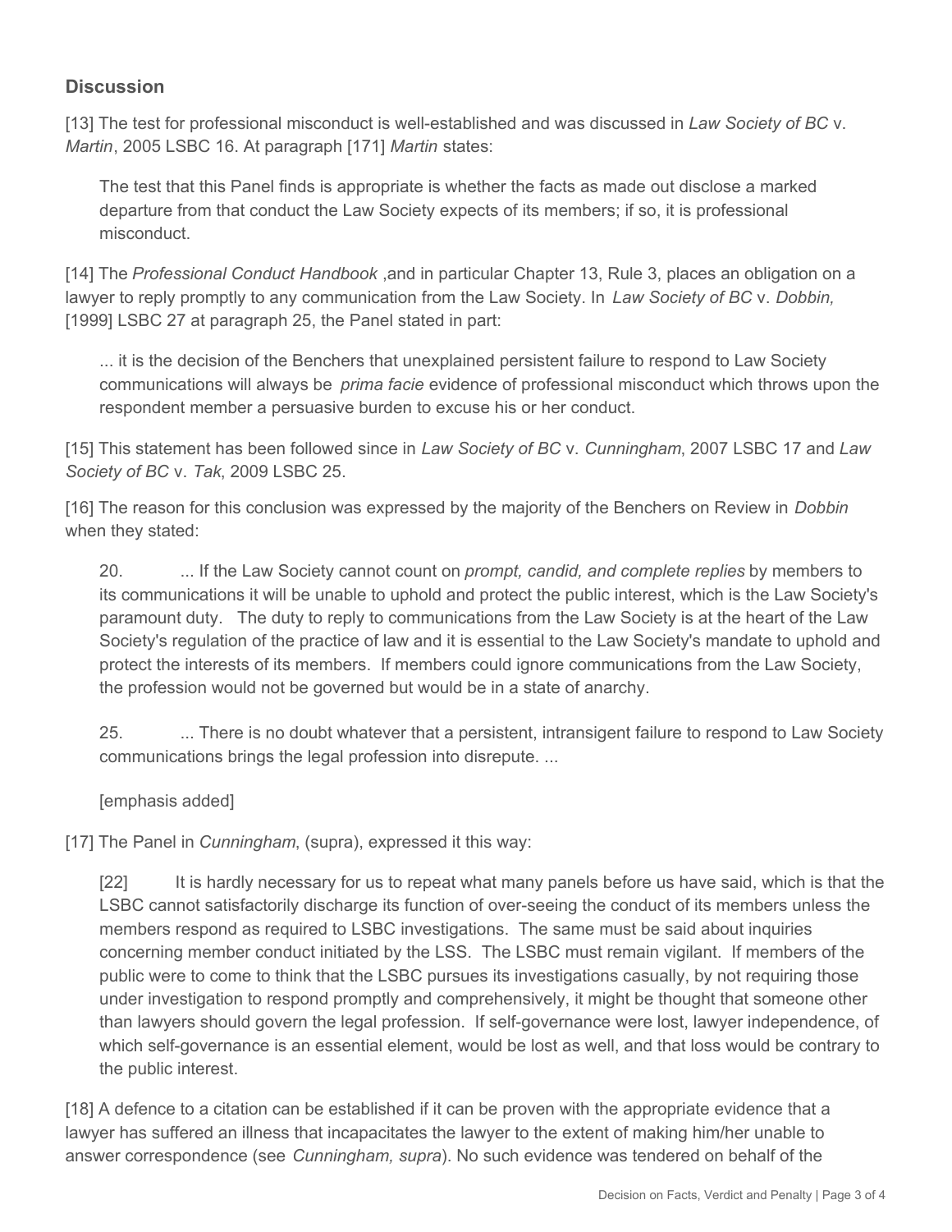## Discussion

[13] The test for professional misconduct is well-established and was discussed in *Law Society of BC* v. *Martin*, 2005 LSBC 16. At paragraph [171] *Martin* states:

> The test that this Panel finds is appropriate is whether the facts as made out disclose a marked departure from that conduct the Law Society expects of its members; if so, it is professional misconduct.

[14] The *Professional Conduct Handbook* ,and in particular Chapter 13, Rule 3, places an obligation on a lawyer to reply promptly to any communication from the Law Society. In *Law Society of BC* v. *Dobbin,* [1999] LSBC 27 at paragraph 25, the Panel stated in part:

> ... it is the decision of the Benchers that unexplained persistent failure to respond to Law Society communications will always be *prima facie* evidence of professional misconduct which throws upon the respondent member a persuasive burden to excuse his or her conduct.

[15] This statement has been followed since in *Law Society of BC* v. *Cunningham*, 2007 LSBC 17 and *Law Society of BC* v. *Tak*, 2009 LSBC 25.

[16] The reason for this conclusion was expressed by the majority of the Benchers on Review in *Dobbin* when they stated:

> 20. ... If the Law Society cannot count on *prompt, candid, and complete replies* by members to its communications it will be unable to uphold and protect the public interest, which is the Law Society's paramount duty. The duty to reply to communications from the Law Society is at the heart of the Law Society's regulation of the practice of law and it is essential to the Law Society's mandate to uphold and protect the interests of its members. If members could ignore communications from the Law Society, the profession would not be governed but would be in a state of anarchy.
>
> 25. ... There is no doubt whatever that a persistent, intransigent failure to respond to Law Society communications brings the legal profession into disrepute. ...
>
> [emphasis added]

[17] The Panel in *Cunningham*, (supra), expressed it this way:

> [22] It is hardly necessary for us to repeat what many panels before us have said, which is that the LSBC cannot satisfactorily discharge its function of over-seeing the conduct of its members unless the members respond as required to LSBC investigations. The same must be said about inquiries concerning member conduct initiated by the LSS. The LSBC must remain vigilant. If members of the public were to come to think that the LSBC pursues its investigations casually, by not requiring those under investigation to respond promptly and comprehensively, it might be thought that someone other than lawyers should govern the legal profession. If self-governance were lost, lawyer independence, of which self-governance is an essential element, would be lost as well, and that loss would be contrary to the public interest.

[18] A defence to a citation can be established if it can be proven with the appropriate evidence that a lawyer has suffered an illness that incapacitates the lawyer to the extent of making him/her unable to answer correspondence (see *Cunningham, supra*). No such evidence was tendered on behalf of the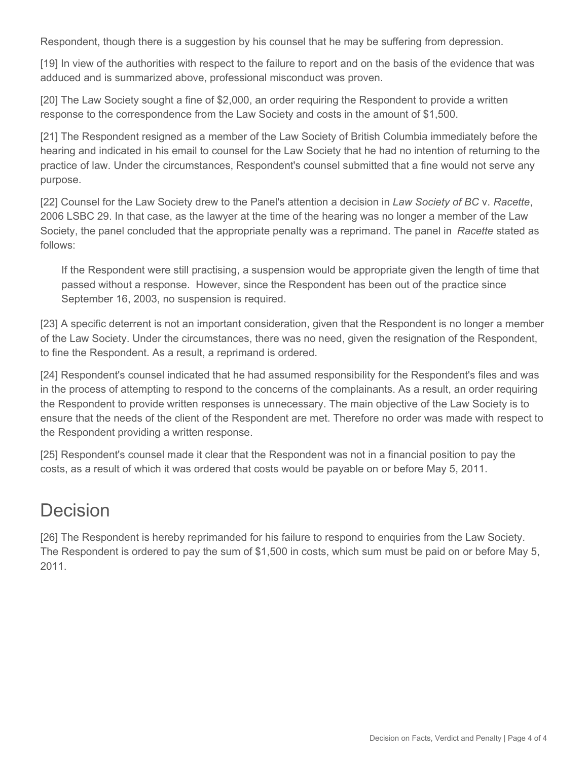Respondent, though there is a suggestion by his counsel that he may be suffering from depression.

[19] In view of the authorities with respect to the failure to report and on the basis of the evidence that was adduced and is summarized above, professional misconduct was proven.

[20] The Law Society sought a fine of $2,000, an order requiring the Respondent to provide a written response to the correspondence from the Law Society and costs in the amount of $1,500.

[21] The Respondent resigned as a member of the Law Society of British Columbia immediately before the hearing and indicated in his email to counsel for the Law Society that he had no intention of returning to the practice of law. Under the circumstances, Respondent's counsel submitted that a fine would not serve any purpose.

[22] Counsel for the Law Society drew to the Panel's attention a decision in *Law Society of BC* v. *Racette*, 2006 LSBC 29. In that case, as the lawyer at the time of the hearing was no longer a member of the Law Society, the panel concluded that the appropriate penalty was a reprimand. The panel in *Racette* stated as follows:

> If the Respondent were still practising, a suspension would be appropriate given the length of time that passed without a response. However, since the Respondent has been out of the practice since September 16, 2003, no suspension is required.

[23] A specific deterrent is not an important consideration, given that the Respondent is no longer a member of the Law Society. Under the circumstances, there was no need, given the resignation of the Respondent, to fine the Respondent. As a result, a reprimand is ordered.

[24] Respondent's counsel indicated that he had assumed responsibility for the Respondent's files and was in the process of attempting to respond to the concerns of the complainants. As a result, an order requiring the Respondent to provide written responses is unnecessary. The main objective of the Law Society is to ensure that the needs of the client of the Respondent are met. Therefore no order was made with respect to the Respondent providing a written response.

[25] Respondent's counsel made it clear that the Respondent was not in a financial position to pay the costs, as a result of which it was ordered that costs would be payable on or before May 5, 2011.

# Decision

[26] The Respondent is hereby reprimanded for his failure to respond to enquiries from the Law Society. The Respondent is ordered to pay the sum of $1,500 in costs, which sum must be paid on or before May 5, 2011.